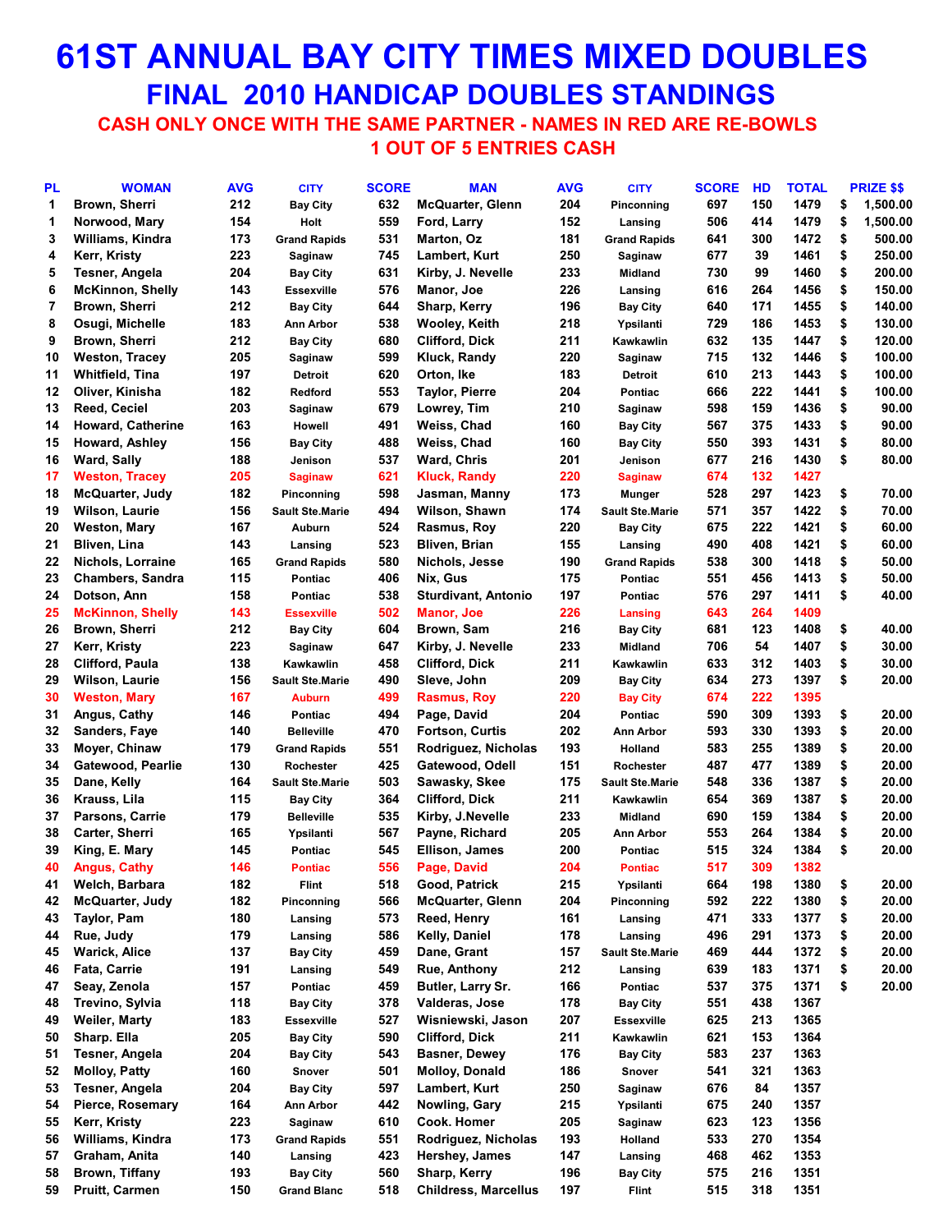# 61ST ANNUAL BAY CITY TIMES MIXED DOUBLES

## FINAL 2010 HANDICAP DOUBLES STANDINGS

### CASH ONLY ONCE WITH THE SAME PARTNER - NAMES IN RED ARE RE-BOWLS

### 1 OUT OF 5 ENTRIES CASH

| PL | WOMAN | AVG | CITY | SCORE | MAN | AVG | CITY | SCORE | HD | TOTAL | PRIZE $$ |
|---|---|---|---|---|---|---|---|---|---|---|---|
| 1 | Brown, Sherri | 212 | Bay City | 632 | McQuarter, Glenn | 204 | Pinconning | 697 | 150 | 1479 | $ 1,500.00 |
| 1 | Norwood, Mary | 154 | Holt | 559 | Ford, Larry | 152 | Lansing | 506 | 414 | 1479 | $ 1,500.00 |
| 3 | Williams, Kindra | 173 | Grand Rapids | 531 | Marton, Oz | 181 | Grand Rapids | 641 | 300 | 1472 | $ 500.00 |
| 4 | Kerr, Kristy | 223 | Saginaw | 745 | Lambert, Kurt | 250 | Saginaw | 677 | 39 | 1461 | $ 250.00 |
| 5 | Tesner, Angela | 204 | Bay City | 631 | Kirby, J. Nevelle | 233 | Midland | 730 | 99 | 1460 | $ 200.00 |
| 6 | McKinnon, Shelly | 143 | Essexville | 576 | Manor, Joe | 226 | Lansing | 616 | 264 | 1456 | $ 150.00 |
| 7 | Brown, Sherri | 212 | Bay City | 644 | Sharp, Kerry | 196 | Bay City | 640 | 171 | 1455 | $ 140.00 |
| 8 | Osugi, Michelle | 183 | Ann Arbor | 538 | Wooley, Keith | 218 | Ypsilanti | 729 | 186 | 1453 | $ 130.00 |
| 9 | Brown, Sherri | 212 | Bay City | 680 | Clifford, Dick | 211 | Kawkawlin | 632 | 135 | 1447 | $ 120.00 |
| 10 | Weston, Tracey | 205 | Saginaw | 599 | Kluck, Randy | 220 | Saginaw | 715 | 132 | 1446 | $ 100.00 |
| 11 | Whitfield, Tina | 197 | Detroit | 620 | Orton, Ike | 183 | Detroit | 610 | 213 | 1443 | $ 100.00 |
| 12 | Oliver, Kinisha | 182 | Redford | 553 | Taylor, Pierre | 204 | Pontiac | 666 | 222 | 1441 | $ 100.00 |
| 13 | Reed, Ceciel | 203 | Saginaw | 679 | Lowrey, Tim | 210 | Saginaw | 598 | 159 | 1436 | $ 90.00 |
| 14 | Howard, Catherine | 163 | Howell | 491 | Weiss, Chad | 160 | Bay City | 567 | 375 | 1433 | $ 90.00 |
| 15 | Howard, Ashley | 156 | Bay City | 488 | Weiss, Chad | 160 | Bay City | 550 | 393 | 1431 | $ 80.00 |
| 16 | Ward, Sally | 188 | Jenison | 537 | Ward, Chris | 201 | Jenison | 677 | 216 | 1430 | $ 80.00 |
| 17 | Weston, Tracey | 205 | Saginaw | 621 | Kluck, Randy | 220 | Saginaw | 674 | 132 | 1427 | |
| 18 | McQuarter, Judy | 182 | Pinconning | 598 | Jasman, Manny | 173 | Munger | 528 | 297 | 1423 | $ 70.00 |
| 19 | Wilson, Laurie | 156 | Sault Ste.Marie | 494 | Wilson, Shawn | 174 | Sault Ste.Marie | 571 | 357 | 1422 | $ 70.00 |
| 20 | Weston, Mary | 167 | Auburn | 524 | Rasmus, Roy | 220 | Bay City | 675 | 222 | 1421 | $ 60.00 |
| 21 | Bliven, Lina | 143 | Lansing | 523 | Bliven, Brian | 155 | Lansing | 490 | 408 | 1421 | $ 60.00 |
| 22 | Nichols, Lorraine | 165 | Grand Rapids | 580 | Nichols, Jesse | 190 | Grand Rapids | 538 | 300 | 1418 | $ 50.00 |
| 23 | Chambers, Sandra | 115 | Pontiac | 406 | Nix, Gus | 175 | Pontiac | 551 | 456 | 1413 | $ 50.00 |
| 24 | Dotson, Ann | 158 | Pontiac | 538 | Sturdivant, Antonio | 197 | Pontiac | 576 | 297 | 1411 | $ 40.00 |
| 25 | McKinnon, Shelly | 143 | Essexville | 502 | Manor, Joe | 226 | Lansing | 643 | 264 | 1409 | |
| 26 | Brown, Sherri | 212 | Bay City | 604 | Brown, Sam | 216 | Bay City | 681 | 123 | 1408 | $ 40.00 |
| 27 | Kerr, Kristy | 223 | Saginaw | 647 | Kirby, J. Nevelle | 233 | Midland | 706 | 54 | 1407 | $ 30.00 |
| 28 | Clifford, Paula | 138 | Kawkawlin | 458 | Clifford, Dick | 211 | Kawkawlin | 633 | 312 | 1403 | $ 30.00 |
| 29 | Wilson, Laurie | 156 | Sault Ste.Marie | 490 | Sleve, John | 209 | Bay City | 634 | 273 | 1397 | $ 20.00 |
| 30 | Weston, Mary | 167 | Auburn | 499 | Rasmus, Roy | 220 | Bay City | 674 | 222 | 1395 | |
| 31 | Angus, Cathy | 146 | Pontiac | 494 | Page, David | 204 | Pontiac | 590 | 309 | 1393 | $ 20.00 |
| 32 | Sanders, Faye | 140 | Belleville | 470 | Fortson, Curtis | 202 | Ann Arbor | 593 | 330 | 1393 | $ 20.00 |
| 33 | Moyer, Chinaw | 179 | Grand Rapids | 551 | Rodriguez, Nicholas | 193 | Holland | 583 | 255 | 1389 | $ 20.00 |
| 34 | Gatewood, Pearlie | 130 | Rochester | 425 | Gatewood, Odell | 151 | Rochester | 487 | 477 | 1389 | $ 20.00 |
| 35 | Dane, Kelly | 164 | Sault Ste.Marie | 503 | Sawasky, Skee | 175 | Sault Ste.Marie | 548 | 336 | 1387 | $ 20.00 |
| 36 | Krauss, Lila | 115 | Bay City | 364 | Clifford, Dick | 211 | Kawkawlin | 654 | 369 | 1387 | $ 20.00 |
| 37 | Parsons, Carrie | 179 | Belleville | 535 | Kirby, J.Nevelle | 233 | Midland | 690 | 159 | 1384 | $ 20.00 |
| 38 | Carter, Sherri | 165 | Ypsilanti | 567 | Payne, Richard | 205 | Ann Arbor | 553 | 264 | 1384 | $ 20.00 |
| 39 | King, E. Mary | 145 | Pontiac | 545 | Ellison, James | 200 | Pontiac | 515 | 324 | 1384 | $ 20.00 |
| 40 | Angus, Cathy | 146 | Pontiac | 556 | Page, David | 204 | Pontiac | 517 | 309 | 1382 | |
| 41 | Welch, Barbara | 182 | Flint | 518 | Good, Patrick | 215 | Ypsilanti | 664 | 198 | 1380 | $ 20.00 |
| 42 | McQuarter, Judy | 182 | Pinconning | 566 | McQuarter, Glenn | 204 | Pinconning | 592 | 222 | 1380 | $ 20.00 |
| 43 | Taylor, Pam | 180 | Lansing | 573 | Reed, Henry | 161 | Lansing | 471 | 333 | 1377 | $ 20.00 |
| 44 | Rue, Judy | 179 | Lansing | 586 | Kelly, Daniel | 178 | Lansing | 496 | 291 | 1373 | $ 20.00 |
| 45 | Warick, Alice | 137 | Bay City | 459 | Dane, Grant | 157 | Sault Ste.Marie | 469 | 444 | 1372 | $ 20.00 |
| 46 | Fata, Carrie | 191 | Lansing | 549 | Rue, Anthony | 212 | Lansing | 639 | 183 | 1371 | $ 20.00 |
| 47 | Seay, Zenola | 157 | Pontiac | 459 | Butler, Larry Sr. | 166 | Pontiac | 537 | 375 | 1371 | $ 20.00 |
| 48 | Trevino, Sylvia | 118 | Bay City | 378 | Valderas, Jose | 178 | Bay City | 551 | 438 | 1367 | |
| 49 | Weiler, Marty | 183 | Essexville | 527 | Wisniewski, Jason | 207 | Essexville | 625 | 213 | 1365 | |
| 50 | Sharp. Ella | 205 | Bay City | 590 | Clifford, Dick | 211 | Kawkawlin | 621 | 153 | 1364 | |
| 51 | Tesner, Angela | 204 | Bay City | 543 | Basner, Dewey | 176 | Bay City | 583 | 237 | 1363 | |
| 52 | Molloy, Patty | 160 | Snover | 501 | Molloy, Donald | 186 | Snover | 541 | 321 | 1363 | |
| 53 | Tesner, Angela | 204 | Bay City | 597 | Lambert, Kurt | 250 | Saginaw | 676 | 84 | 1357 | |
| 54 | Pierce, Rosemary | 164 | Ann Arbor | 442 | Nowling, Gary | 215 | Ypsilanti | 675 | 240 | 1357 | |
| 55 | Kerr, Kristy | 223 | Saginaw | 610 | Cook. Homer | 205 | Saginaw | 623 | 123 | 1356 | |
| 56 | Williams, Kindra | 173 | Grand Rapids | 551 | Rodriguez, Nicholas | 193 | Holland | 533 | 270 | 1354 | |
| 57 | Graham, Anita | 140 | Lansing | 423 | Hershey, James | 147 | Lansing | 468 | 462 | 1353 | |
| 58 | Brown, Tiffany | 193 | Bay City | 560 | Sharp, Kerry | 196 | Bay City | 575 | 216 | 1351 | |
| 59 | Pruitt, Carmen | 150 | Grand Blanc | 518 | Childress, Marcellus | 197 | Flint | 515 | 318 | 1351 | |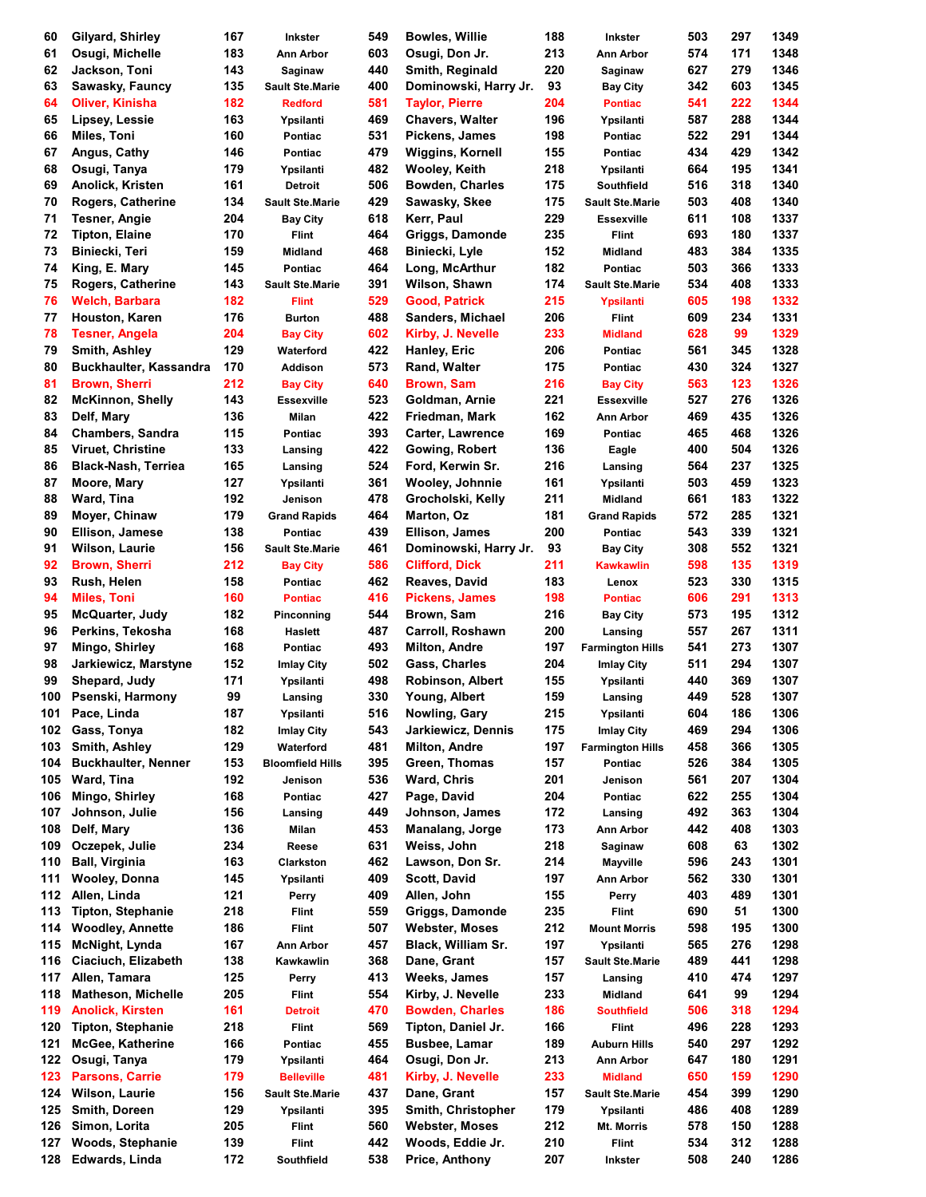| | | | | | | | | | | | |
|---|---|---|---|---|---|---|---|---|---|---|---|
| 60 | Gilyard, Shirley | 167 | Inkster | 549 | Bowles, Willie | 188 | Inkster | 503 | 297 | 1349 |
| 61 | Osugi, Michelle | 183 | Ann Arbor | 603 | Osugi, Don Jr. | 213 | Ann Arbor | 574 | 171 | 1348 |
| 62 | Jackson, Toni | 143 | Saginaw | 440 | Smith, Reginald | 220 | Saginaw | 627 | 279 | 1346 |
| 63 | Sawasky, Fauncy | 135 | Sault Ste.Marie | 400 | Dominowski, Harry Jr. | 93 | Bay City | 342 | 603 | 1345 |
| 64 | Oliver, Kinisha | 182 | Redford | 581 | Taylor, Pierre | 204 | Pontiac | 541 | 222 | 1344 |
| 65 | Lipsey, Lessie | 163 | Ypsilanti | 469 | Chavers, Walter | 196 | Ypsilanti | 587 | 288 | 1344 |
| 66 | Miles, Toni | 160 | Pontiac | 531 | Pickens, James | 198 | Pontiac | 522 | 291 | 1344 |
| 67 | Angus, Cathy | 146 | Pontiac | 479 | Wiggins, Kornell | 155 | Pontiac | 434 | 429 | 1342 |
| 68 | Osugi, Tanya | 179 | Ypsilanti | 482 | Wooley, Keith | 218 | Ypsilanti | 664 | 195 | 1341 |
| 69 | Anolick, Kristen | 161 | Detroit | 506 | Bowden, Charles | 175 | Southfield | 516 | 318 | 1340 |
| 70 | Rogers, Catherine | 134 | Sault Ste.Marie | 429 | Sawasky, Skee | 175 | Sault Ste.Marie | 503 | 408 | 1340 |
| 71 | Tesner, Angie | 204 | Bay City | 618 | Kerr, Paul | 229 | Essexville | 611 | 108 | 1337 |
| 72 | Tipton, Elaine | 170 | Flint | 464 | Griggs, Damonde | 235 | Flint | 693 | 180 | 1337 |
| 73 | Biniecki, Teri | 159 | Midland | 468 | Biniecki, Lyle | 152 | Midland | 483 | 384 | 1335 |
| 74 | King, E. Mary | 145 | Pontiac | 464 | Long, McArthur | 182 | Pontiac | 503 | 366 | 1333 |
| 75 | Rogers, Catherine | 143 | Sault Ste.Marie | 391 | Wilson, Shawn | 174 | Sault Ste.Marie | 534 | 408 | 1333 |
| 76 | Welch, Barbara | 182 | Flint | 529 | Good, Patrick | 215 | Ypsilanti | 605 | 198 | 1332 |
| 77 | Houston, Karen | 176 | Burton | 488 | Sanders, Michael | 206 | Flint | 609 | 234 | 1331 |
| 78 | Tesner, Angela | 204 | Bay City | 602 | Kirby, J. Nevelle | 233 | Midland | 628 | 99 | 1329 |
| 79 | Smith, Ashley | 129 | Waterford | 422 | Hanley, Eric | 206 | Pontiac | 561 | 345 | 1328 |
| 80 | Buckhaulter, Kassandra | 170 | Addison | 573 | Rand, Walter | 175 | Pontiac | 430 | 324 | 1327 |
| 81 | Brown, Sherri | 212 | Bay City | 640 | Brown, Sam | 216 | Bay City | 563 | 123 | 1326 |
| 82 | McKinnon, Shelly | 143 | Essexville | 523 | Goldman, Arnie | 221 | Essexville | 527 | 276 | 1326 |
| 83 | Delf, Mary | 136 | Milan | 422 | Friedman, Mark | 162 | Ann Arbor | 469 | 435 | 1326 |
| 84 | Chambers, Sandra | 115 | Pontiac | 393 | Carter, Lawrence | 169 | Pontiac | 465 | 468 | 1326 |
| 85 | Viruet, Christine | 133 | Lansing | 422 | Gowing, Robert | 136 | Eagle | 400 | 504 | 1326 |
| 86 | Black-Nash, Terriea | 165 | Lansing | 524 | Ford, Kerwin Sr. | 216 | Lansing | 564 | 237 | 1325 |
| 87 | Moore, Mary | 127 | Ypsilanti | 361 | Wooley, Johnnie | 161 | Ypsilanti | 503 | 459 | 1323 |
| 88 | Ward, Tina | 192 | Jenison | 478 | Grocholski, Kelly | 211 | Midland | 661 | 183 | 1322 |
| 89 | Moyer, Chinaw | 179 | Grand Rapids | 464 | Marton, Oz | 181 | Grand Rapids | 572 | 285 | 1321 |
| 90 | Ellison, Jamese | 138 | Pontiac | 439 | Ellison, James | 200 | Pontiac | 543 | 339 | 1321 |
| 91 | Wilson, Laurie | 156 | Sault Ste.Marie | 461 | Dominowski, Harry Jr. | 93 | Bay City | 308 | 552 | 1321 |
| 92 | Brown, Sherri | 212 | Bay City | 586 | Clifford, Dick | 211 | Kawkawlin | 598 | 135 | 1319 |
| 93 | Rush, Helen | 158 | Pontiac | 462 | Reaves, David | 183 | Lenox | 523 | 330 | 1315 |
| 94 | Miles, Toni | 160 | Pontiac | 416 | Pickens, James | 198 | Pontiac | 606 | 291 | 1313 |
| 95 | McQuarter, Judy | 182 | Pinconning | 544 | Brown, Sam | 216 | Bay City | 573 | 195 | 1312 |
| 96 | Perkins, Tekosha | 168 | Haslett | 487 | Carroll, Roshawn | 200 | Lansing | 557 | 267 | 1311 |
| 97 | Mingo, Shirley | 168 | Pontiac | 493 | Milton, Andre | 197 | Farmington Hills | 541 | 273 | 1307 |
| 98 | Jarkiewicz, Marstyne | 152 | Imlay City | 502 | Gass, Charles | 204 | Imlay City | 511 | 294 | 1307 |
| 99 | Shepard, Judy | 171 | Ypsilanti | 498 | Robinson, Albert | 155 | Ypsilanti | 440 | 369 | 1307 |
| 100 | Psenski, Harmony | 99 | Lansing | 330 | Young, Albert | 159 | Lansing | 449 | 528 | 1307 |
| 101 | Pace, Linda | 187 | Ypsilanti | 516 | Nowling, Gary | 215 | Ypsilanti | 604 | 186 | 1306 |
| 102 | Gass, Tonya | 182 | Imlay City | 543 | Jarkiewicz, Dennis | 175 | Imlay City | 469 | 294 | 1306 |
| 103 | Smith, Ashley | 129 | Waterford | 481 | Milton, Andre | 197 | Farmington Hills | 458 | 366 | 1305 |
| 104 | Buckhaulter, Nenner | 153 | Bloomfield Hills | 395 | Green, Thomas | 157 | Pontiac | 526 | 384 | 1305 |
| 105 | Ward, Tina | 192 | Jenison | 536 | Ward, Chris | 201 | Jenison | 561 | 207 | 1304 |
| 106 | Mingo, Shirley | 168 | Pontiac | 427 | Page, David | 204 | Pontiac | 622 | 255 | 1304 |
| 107 | Johnson, Julie | 156 | Lansing | 449 | Johnson, James | 172 | Lansing | 492 | 363 | 1304 |
| 108 | Delf, Mary | 136 | Milan | 453 | Manalang, Jorge | 173 | Ann Arbor | 442 | 408 | 1303 |
| 109 | Oczepek, Julie | 234 | Reese | 631 | Weiss, John | 218 | Saginaw | 608 | 63 | 1302 |
| 110 | Ball, Virginia | 163 | Clarkston | 462 | Lawson, Don Sr. | 214 | Mayville | 596 | 243 | 1301 |
| 111 | Wooley, Donna | 145 | Ypsilanti | 409 | Scott, David | 197 | Ann Arbor | 562 | 330 | 1301 |
| 112 | Allen, Linda | 121 | Perry | 409 | Allen, John | 155 | Perry | 403 | 489 | 1301 |
| 113 | Tipton, Stephanie | 218 | Flint | 559 | Griggs, Damonde | 235 | Flint | 690 | 51 | 1300 |
| 114 | Woodley, Annette | 186 | Flint | 507 | Webster, Moses | 212 | Mount Morris | 598 | 195 | 1300 |
| 115 | McNight, Lynda | 167 | Ann Arbor | 457 | Black, William Sr. | 197 | Ypsilanti | 565 | 276 | 1298 |
| 116 | Ciaciuch, Elizabeth | 138 | Kawkawlin | 368 | Dane, Grant | 157 | Sault Ste.Marie | 489 | 441 | 1298 |
| 117 | Allen, Tamara | 125 | Perry | 413 | Weeks, James | 157 | Lansing | 410 | 474 | 1297 |
| 118 | Matheson, Michelle | 205 | Flint | 554 | Kirby, J. Nevelle | 233 | Midland | 641 | 99 | 1294 |
| 119 | Anolick, Kirsten | 161 | Detroit | 470 | Bowden, Charles | 186 | Southfield | 506 | 318 | 1294 |
| 120 | Tipton, Stephanie | 218 | Flint | 569 | Tipton, Daniel Jr. | 166 | Flint | 496 | 228 | 1293 |
| 121 | McGee, Katherine | 166 | Pontiac | 455 | Busbee, Lamar | 189 | Auburn Hills | 540 | 297 | 1292 |
| 122 | Osugi, Tanya | 179 | Ypsilanti | 464 | Osugi, Don Jr. | 213 | Ann Arbor | 647 | 180 | 1291 |
| 123 | Parsons, Carrie | 179 | Belleville | 481 | Kirby, J. Nevelle | 233 | Midland | 650 | 159 | 1290 |
| 124 | Wilson, Laurie | 156 | Sault Ste.Marie | 437 | Dane, Grant | 157 | Sault Ste.Marie | 454 | 399 | 1290 |
| 125 | Smith, Doreen | 129 | Ypsilanti | 395 | Smith, Christopher | 179 | Ypsilanti | 486 | 408 | 1289 |
| 126 | Simon, Lorita | 205 | Flint | 560 | Webster, Moses | 212 | Mt. Morris | 578 | 150 | 1288 |
| 127 | Woods, Stephanie | 139 | Flint | 442 | Woods, Eddie Jr. | 210 | Flint | 534 | 312 | 1288 |
| 128 | Edwards, Linda | 172 | Southfield | 538 | Price, Anthony | 207 | Inkster | 508 | 240 | 1286 |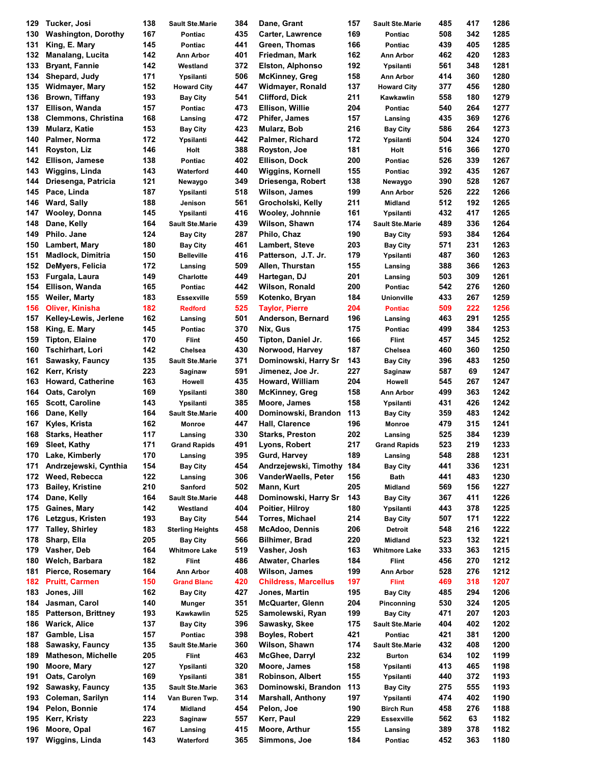| | | | | | | | | | | |
|---|---|---|---|---|---|---|---|---|---|---|
| 129 | Tucker, Josi | 138 | Sault Ste.Marie | 384 | Dane, Grant | 157 | Sault Ste.Marie | 485 | 417 | 1286 |
| 130 | Washington, Dorothy | 167 | Pontiac | 435 | Carter, Lawrence | 169 | Pontiac | 508 | 342 | 1285 |
| 131 | King, E. Mary | 145 | Pontiac | 441 | Green, Thomas | 166 | Pontiac | 439 | 405 | 1285 |
| 132 | Manalang, Lucita | 142 | Ann Arbor | 401 | Friedman, Mark | 162 | Ann Arbor | 462 | 420 | 1283 |
| 133 | Bryant, Fannie | 142 | Westland | 372 | Elston, Alphonso | 192 | Ypsilanti | 561 | 348 | 1281 |
| 134 | Shepard, Judy | 171 | Ypsilanti | 506 | McKinney, Greg | 158 | Ann Arbor | 414 | 360 | 1280 |
| 135 | Widmayer, Mary | 152 | Howard City | 447 | Widmayer, Ronald | 137 | Howard City | 377 | 456 | 1280 |
| 136 | Brown, Tiffany | 193 | Bay City | 541 | Clifford, Dick | 211 | Kawkawlin | 558 | 180 | 1279 |
| 137 | Ellison, Wanda | 157 | Pontiac | 473 | Ellison, Willie | 204 | Pontiac | 540 | 264 | 1277 |
| 138 | Clemmons, Christina | 168 | Lansing | 472 | Phifer, James | 157 | Lansing | 435 | 369 | 1276 |
| 139 | Mularz, Katie | 153 | Bay City | 423 | Mularz, Bob | 216 | Bay City | 586 | 264 | 1273 |
| 140 | Palmer, Norma | 172 | Ypsilanti | 442 | Palmer, Richard | 172 | Ypsilanti | 504 | 324 | 1270 |
| 141 | Royston, Liz | 146 | Holt | 388 | Royston, Joe | 181 | Holt | 516 | 366 | 1270 |
| 142 | Ellison, Jamese | 138 | Pontiac | 402 | Ellison, Dock | 200 | Pontiac | 526 | 339 | 1267 |
| 143 | Wiggins, Linda | 143 | Waterford | 440 | Wiggins, Kornell | 155 | Pontiac | 392 | 435 | 1267 |
| 144 | Driesenga, Patricia | 121 | Newaygo | 349 | Driesenga, Robert | 138 | Newaygo | 390 | 528 | 1267 |
| 145 | Pace, Linda | 187 | Ypsilanti | 518 | Wilson, James | 199 | Ann Arbor | 526 | 222 | 1266 |
| 146 | Ward, Sally | 188 | Jenison | 561 | Grocholski, Kelly | 211 | Midland | 512 | 192 | 1265 |
| 147 | Wooley, Donna | 145 | Ypsilanti | 416 | Wooley, Johnnie | 161 | Ypsilanti | 432 | 417 | 1265 |
| 148 | Dane, Kelly | 164 | Sault Ste.Marie | 439 | Wilson, Shawn | 174 | Sault Ste.Marie | 489 | 336 | 1264 |
| 149 | Philo. Jane | 124 | Bay City | 287 | Philo, Chaz | 190 | Bay City | 593 | 384 | 1264 |
| 150 | Lambert, Mary | 180 | Bay City | 461 | Lambert, Steve | 203 | Bay City | 571 | 231 | 1263 |
| 151 | Madlock, Dimitria | 150 | Belleville | 416 | Patterson, J.T. Jr. | 179 | Ypsilanti | 487 | 360 | 1263 |
| 152 | DeMyers, Felicia | 172 | Lansing | 509 | Allen, Thurstan | 155 | Lansing | 388 | 366 | 1263 |
| 153 | Furgala, Laura | 149 | Charlotte | 449 | Hartegan, DJ | 201 | Lansing | 503 | 309 | 1261 |
| 154 | Ellison, Wanda | 165 | Pontiac | 442 | Wilson, Ronald | 200 | Pontiac | 542 | 276 | 1260 |
| 155 | Weiler, Marty | 183 | Essexville | 559 | Kotenko, Bryan | 184 | Unionville | 433 | 267 | 1259 |
| 156 | Oliver, Kinisha | 182 | Redford | 525 | Taylor, Pierre | 204 | Pontiac | 509 | 222 | 1256 |
| 157 | Kelley-Lewis, Jerlene | 162 | Lansing | 501 | Anderson, Bernard | 196 | Lansing | 463 | 291 | 1255 |
| 158 | King, E. Mary | 145 | Pontiac | 370 | Nix, Gus | 175 | Pontiac | 499 | 384 | 1253 |
| 159 | Tipton, Elaine | 170 | Flint | 450 | Tipton, Daniel Jr. | 166 | Flint | 457 | 345 | 1252 |
| 160 | Tschirhart, Lori | 142 | Chelsea | 430 | Norwood, Harvey | 187 | Chelsea | 460 | 360 | 1250 |
| 161 | Sawasky, Fauncy | 135 | Sault Ste.Marie | 371 | Dominowski, Harry Sr | 143 | Bay City | 396 | 483 | 1250 |
| 162 | Kerr, Kristy | 223 | Saginaw | 591 | Jimenez, Joe Jr. | 227 | Saginaw | 587 | 69 | 1247 |
| 163 | Howard, Catherine | 163 | Howell | 435 | Howard, William | 204 | Howell | 545 | 267 | 1247 |
| 164 | Oats, Carolyn | 169 | Ypsilanti | 380 | McKinney, Greg | 158 | Ann Arbor | 499 | 363 | 1242 |
| 165 | Scott, Caroline | 143 | Ypsilanti | 385 | Moore, James | 158 | Ypsilanti | 431 | 426 | 1242 |
| 166 | Dane, Kelly | 164 | Sault Ste.Marie | 400 | Dominowski, Brandon | 113 | Bay City | 359 | 483 | 1242 |
| 167 | Kyles, Krista | 162 | Monroe | 447 | Hall, Clarence | 196 | Monroe | 479 | 315 | 1241 |
| 168 | Starks, Heather | 117 | Lansing | 330 | Starks, Preston | 202 | Lansing | 525 | 384 | 1239 |
| 169 | Sleet, Kathy | 171 | Grand Rapids | 491 | Lyons, Robert | 217 | Grand Rapids | 523 | 219 | 1233 |
| 170 | Lake, Kimberly | 170 | Lansing | 395 | Gurd, Harvey | 189 | Lansing | 548 | 288 | 1231 |
| 171 | Andrzejewski, Cynthia | 154 | Bay City | 454 | Andrzejewski, Timothy | 184 | Bay City | 441 | 336 | 1231 |
| 172 | Weed, Rebecca | 122 | Lansing | 306 | VanderWaells, Peter | 156 | Bath | 441 | 483 | 1230 |
| 173 | Bailey, Kristine | 210 | Sanford | 502 | Mann, Kurt | 205 | Midland | 569 | 156 | 1227 |
| 174 | Dane, Kelly | 164 | Sault Ste.Marie | 448 | Dominowski, Harry Sr | 143 | Bay City | 367 | 411 | 1226 |
| 175 | Gaines, Mary | 142 | Westland | 404 | Poitier, Hilroy | 180 | Ypsilanti | 443 | 378 | 1225 |
| 176 | Letzgus, Kristen | 193 | Bay City | 544 | Torres, Michael | 214 | Bay City | 507 | 171 | 1222 |
| 177 | Talley, Shirley | 183 | Sterling Heights | 458 | McAdoo, Dennis | 206 | Detroit | 548 | 216 | 1222 |
| 178 | Sharp, Ella | 205 | Bay City | 566 | Bilhimer, Brad | 220 | Midland | 523 | 132 | 1221 |
| 179 | Vasher, Deb | 164 | Whitmore Lake | 519 | Vasher, Josh | 163 | Whitmore Lake | 333 | 363 | 1215 |
| 180 | Welch, Barbara | 182 | Flint | 486 | Atwater, Charles | 184 | Flint | 456 | 270 | 1212 |
| 181 | Pierce, Rosemary | 164 | Ann Arbor | 408 | Wilson, James | 199 | Ann Arbor | 528 | 276 | 1212 |
| 182 | Pruitt, Carmen | 150 | Grand Blanc | 420 | Childress, Marcellus | 197 | Flint | 469 | 318 | 1207 |
| 183 | Jones, Jill | 162 | Bay City | 427 | Jones, Martin | 195 | Bay City | 485 | 294 | 1206 |
| 184 | Jasman, Carol | 140 | Munger | 351 | McQuarter, Glenn | 204 | Pinconning | 530 | 324 | 1205 |
| 185 | Patterson, Brittney | 193 | Kawkawlin | 525 | Samolewski, Ryan | 199 | Bay City | 471 | 207 | 1203 |
| 186 | Warick, Alice | 137 | Bay City | 396 | Sawasky, Skee | 175 | Sault Ste.Marie | 404 | 402 | 1202 |
| 187 | Gamble, Lisa | 157 | Pontiac | 398 | Boyles, Robert | 421 | Pontiac | 421 | 381 | 1200 |
| 188 | Sawasky, Fauncy | 135 | Sault Ste.Marie | 360 | Wilson, Shawn | 174 | Sault Ste.Marie | 432 | 408 | 1200 |
| 189 | Matheson, Michelle | 205 | Flint | 463 | McGhee, Darryl | 232 | Burton | 634 | 102 | 1199 |
| 190 | Moore, Mary | 127 | Ypsilanti | 320 | Moore, James | 158 | Ypsilanti | 413 | 465 | 1198 |
| 191 | Oats, Carolyn | 169 | Ypsilanti | 381 | Robinson, Albert | 155 | Ypsilanti | 440 | 372 | 1193 |
| 192 | Sawasky, Fauncy | 135 | Sault Ste.Marie | 363 | Dominowski, Brandon | 113 | Bay City | 275 | 555 | 1193 |
| 193 | Coleman, Sarilyn | 114 | Van Buren Twp. | 314 | Marshall, Anthony | 197 | Ypsilanti | 474 | 402 | 1190 |
| 194 | Pelon, Bonnie | 174 | Midland | 454 | Pelon, Joe | 190 | Birch Run | 458 | 276 | 1188 |
| 195 | Kerr, Kristy | 223 | Saginaw | 557 | Kerr, Paul | 229 | Essexville | 562 | 63 | 1182 |
| 196 | Moore, Opal | 167 | Lansing | 415 | Moore, Arthur | 155 | Lansing | 389 | 378 | 1182 |
| 197 | Wiggins, Linda | 143 | Waterford | 365 | Simmons, Joe | 184 | Pontiac | 452 | 363 | 1180 |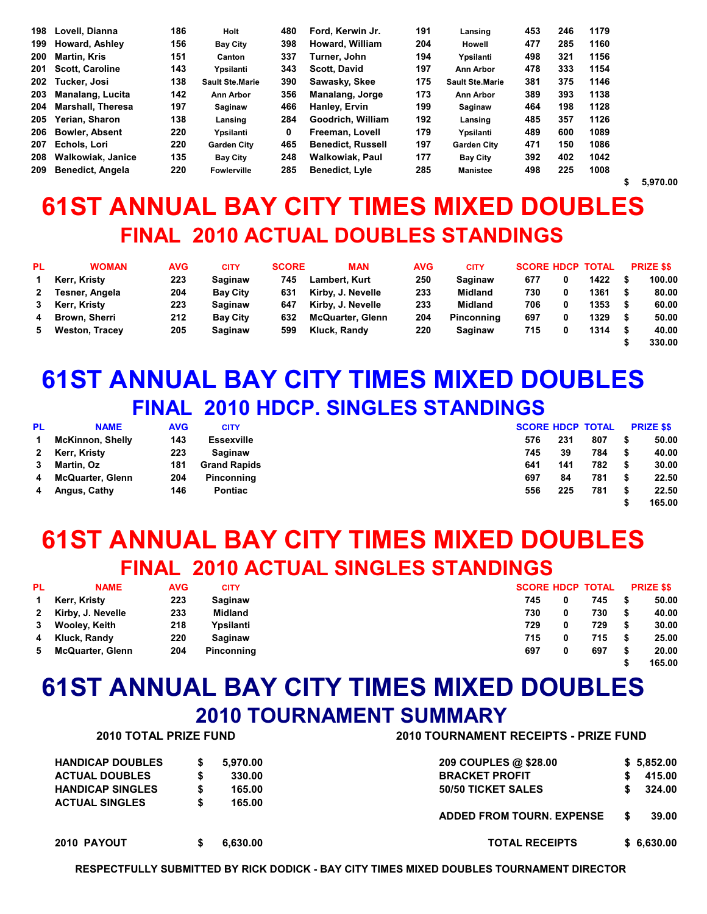| | | | | | | | | | | | |
|---|---|---|---|---|---|---|---|---|---|---|---|
| 198 | Lovell, Dianna | 186 | Holt | 480 | Ford, Kerwin Jr. | 191 | Lansing | 453 | 246 | 1179 | |
| 199 | Howard, Ashley | 156 | Bay City | 398 | Howard, William | 204 | Howell | 477 | 285 | 1160 | |
| 200 | Martin, Kris | 151 | Canton | 337 | Turner, John | 194 | Ypsilanti | 498 | 321 | 1156 | |
| 201 | Scott, Caroline | 143 | Ypsilanti | 343 | Scott, David | 197 | Ann Arbor | 478 | 333 | 1154 | |
| 202 | Tucker, Josi | 138 | Sault Ste.Marie | 390 | Sawasky, Skee | 175 | Sault Ste.Marie | 381 | 375 | 1146 | |
| 203 | Manalang, Lucita | 142 | Ann Arbor | 356 | Manalang, Jorge | 173 | Ann Arbor | 389 | 393 | 1138 | |
| 204 | Marshall, Theresa | 197 | Saginaw | 466 | Hanley, Ervin | 199 | Saginaw | 464 | 198 | 1128 | |
| 205 | Yerian, Sharon | 138 | Lansing | 284 | Goodrich, William | 192 | Lansing | 485 | 357 | 1126 | |
| 206 | Bowler, Absent | 220 | Ypsilanti | 0 | Freeman, Lovell | 179 | Ypsilanti | 489 | 600 | 1089 | |
| 207 | Echols, Lori | 220 | Garden City | 465 | Benedict, Russell | 197 | Garden City | 471 | 150 | 1086 | |
| 208 | Walkowiak, Janice | 135 | Bay City | 248 | Walkowiak, Paul | 177 | Bay City | 392 | 402 | 1042 | |
| 209 | Benedict, Angela | 220 | Fowlerville | 285 | Benedict, Lyle | 285 | Manistee | 498 | 225 | 1008 | |
| | | | | | | | | | | | $ 5,970.00 |

# 61ST ANNUAL BAY CITY TIMES MIXED DOUBLES

## FINAL 2010 ACTUAL DOUBLES STANDINGS

| PL | WOMAN | AVG | CITY | SCORE | MAN | AVG | CITY | SCORE | HDCP | TOTAL | PRIZE $$ |
|---|---|---|---|---|---|---|---|---|---|---|---|
| 1 | Kerr, Kristy | 223 | Saginaw | 745 | Lambert, Kurt | 250 | Saginaw | 677 | 0 | 1422 | $ 100.00 |
| 2 | Tesner, Angela | 204 | Bay City | 631 | Kirby, J. Nevelle | 233 | Midland | 730 | 0 | 1361 | $ 80.00 |
| 3 | Kerr, Kristy | 223 | Saginaw | 647 | Kirby, J. Nevelle | 233 | Midland | 706 | 0 | 1353 | $ 60.00 |
| 4 | Brown, Sherri | 212 | Bay City | 632 | McQuarter, Glenn | 204 | Pinconning | 697 | 0 | 1329 | $ 50.00 |
| 5 | Weston, Tracey | 205 | Saginaw | 599 | Kluck, Randy | 220 | Saginaw | 715 | 0 | 1314 | $ 40.00 |
| | | | | | | | | | | | $ 330.00 |

# 61ST ANNUAL BAY CITY TIMES MIXED DOUBLES

## FINAL 2010 HDCP. SINGLES STANDINGS

| PL | NAME | AVG | CITY | SCORE | HDCP | TOTAL | PRIZE $$ |
|---|---|---|---|---|---|---|---|
| 1 | McKinnon, Shelly | 143 | Essexville | 576 | 231 | 807 | $ 50.00 |
| 2 | Kerr, Kristy | 223 | Saginaw | 745 | 39 | 784 | $ 40.00 |
| 3 | Martin, Oz | 181 | Grand Rapids | 641 | 141 | 782 | $ 30.00 |
| 4 | McQuarter, Glenn | 204 | Pinconning | 697 | 84 | 781 | $ 22.50 |
| 4 | Angus, Cathy | 146 | Pontiac | 556 | 225 | 781 | $ 22.50 |
| | | | | | | | $ 165.00 |

# 61ST ANNUAL BAY CITY TIMES MIXED DOUBLES

## FINAL 2010 ACTUAL SINGLES STANDINGS

| PL | NAME | AVG | CITY | SCORE | HDCP | TOTAL | PRIZE $$ |
|---|---|---|---|---|---|---|---|
| 1 | Kerr, Kristy | 223 | Saginaw | 745 | 0 | 745 | $ 50.00 |
| 2 | Kirby, J. Nevelle | 233 | Midland | 730 | 0 | 730 | $ 40.00 |
| 3 | Wooley, Keith | 218 | Ypsilanti | 729 | 0 | 729 | $ 30.00 |
| 4 | Kluck, Randy | 220 | Saginaw | 715 | 0 | 715 | $ 25.00 |
| 5 | McQuarter, Glenn | 204 | Pinconning | 697 | 0 | 697 | $ 20.00 |
| | | | | | | | $ 165.00 |

# 61ST ANNUAL BAY CITY TIMES MIXED DOUBLES

## 2010 TOURNAMENT SUMMARY

**2010 TOTAL PRIZE FUND**

| | |
|---|---|
| HANDICAP DOUBLES | $ 5,970.00 |
| ACTUAL DOUBLES | $ 330.00 |
| HANDICAP SINGLES | $ 165.00 |
| ACTUAL SINGLES | $ 165.00 |
| 2010 PAYOUT | $ 6,630.00 |

**2010 TOURNAMENT RECEIPTS - PRIZE FUND**

| | |
|---|---|
| 209 COUPLES @ $28.00 | $ 5,852.00 |
| BRACKET PROFIT | $ 415.00 |
| 50/50 TICKET SALES | $ 324.00 |
| ADDED FROM TOURN. EXPENSE | $ 39.00 |
| TOTAL RECEIPTS | $ 6,630.00 |

**RESPECTFULLY SUBMITTED BY RICK DODICK - BAY CITY TIMES MIXED DOUBLES TOURNAMENT DIRECTOR**